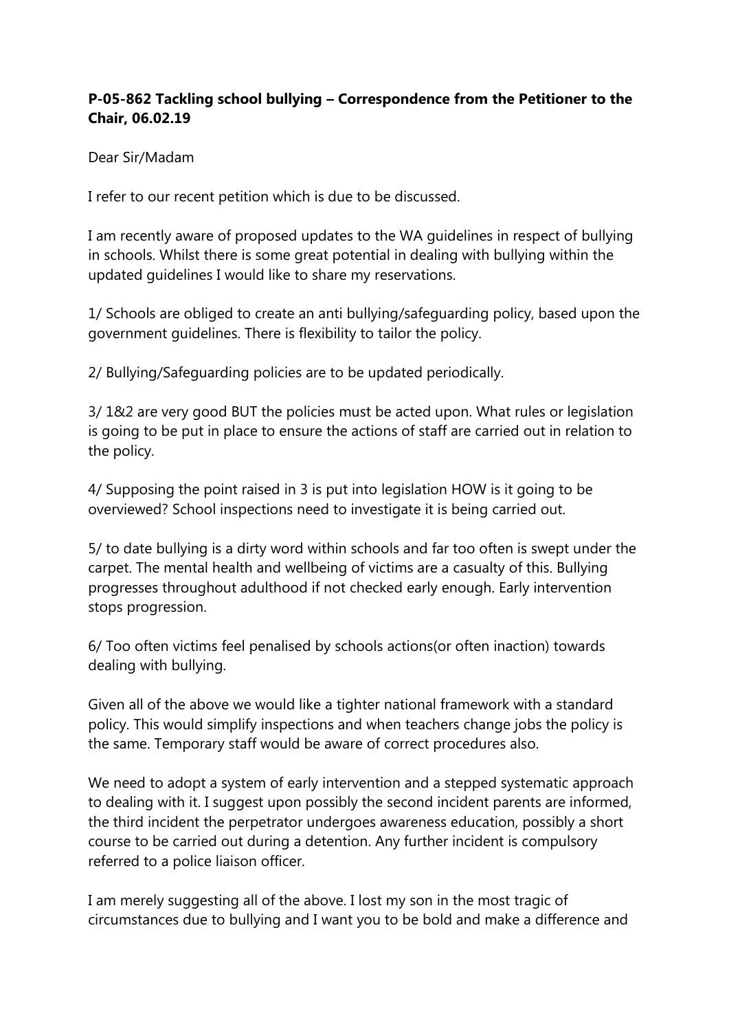**P-05-862 Tackling school bullying – Correspondence from the Petitioner to the Chair, 06.02.19**

Dear Sir/Madam

I refer to our recent petition which is due to be discussed.

I am recently aware of proposed updates to the WA guidelines in respect of bullying in schools. Whilst there is some great potential in dealing with bullying within the updated guidelines I would like to share my reservations.

1/ Schools are obliged to create an anti bullying/safeguarding policy, based upon the government guidelines. There is flexibility to tailor the policy.

2/ Bullying/Safeguarding policies are to be updated periodically.

3/ 1&2 are very good BUT the policies must be acted upon. What rules or legislation is going to be put in place to ensure the actions of staff are carried out in relation to the policy.

4/ Supposing the point raised in 3 is put into legislation HOW is it going to be overviewed? School inspections need to investigate it is being carried out.

5/ to date bullying is a dirty word within schools and far too often is swept under the carpet. The mental health and wellbeing of victims are a casualty of this. Bullying progresses throughout adulthood if not checked early enough. Early intervention stops progression.

6/ Too often victims feel penalised by schools actions(or often inaction) towards dealing with bullying.

Given all of the above we would like a tighter national framework with a standard policy. This would simplify inspections and when teachers change jobs the policy is the same. Temporary staff would be aware of correct procedures also.

We need to adopt a system of early intervention and a stepped systematic approach to dealing with it. I suggest upon possibly the second incident parents are informed, the third incident the perpetrator undergoes awareness education, possibly a short course to be carried out during a detention. Any further incident is compulsory referred to a police liaison officer.

I am merely suggesting all of the above. I lost my son in the most tragic of circumstances due to bullying and I want you to be bold and make a difference and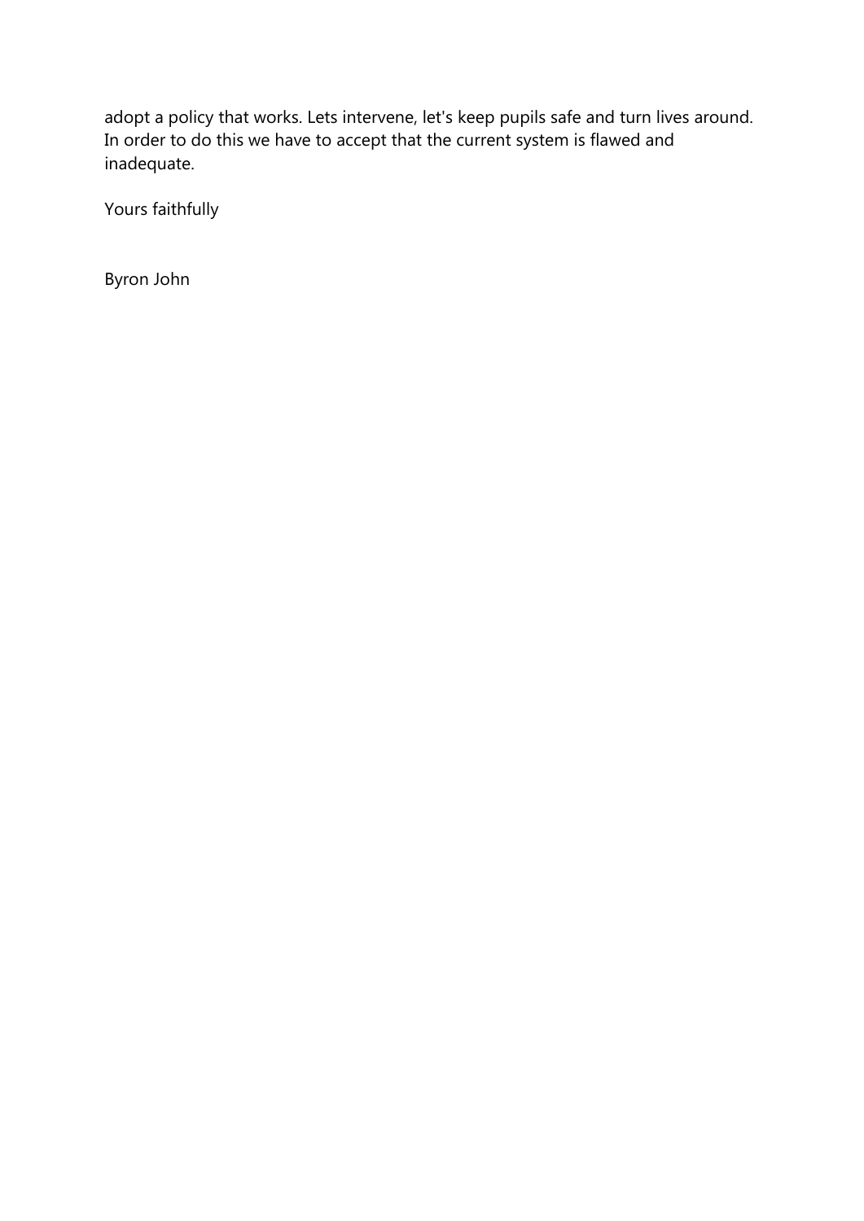adopt a policy that works. Lets intervene, let's keep pupils safe and turn lives around. In order to do this we have to accept that the current system is flawed and inadequate.

Yours faithfully

Byron John